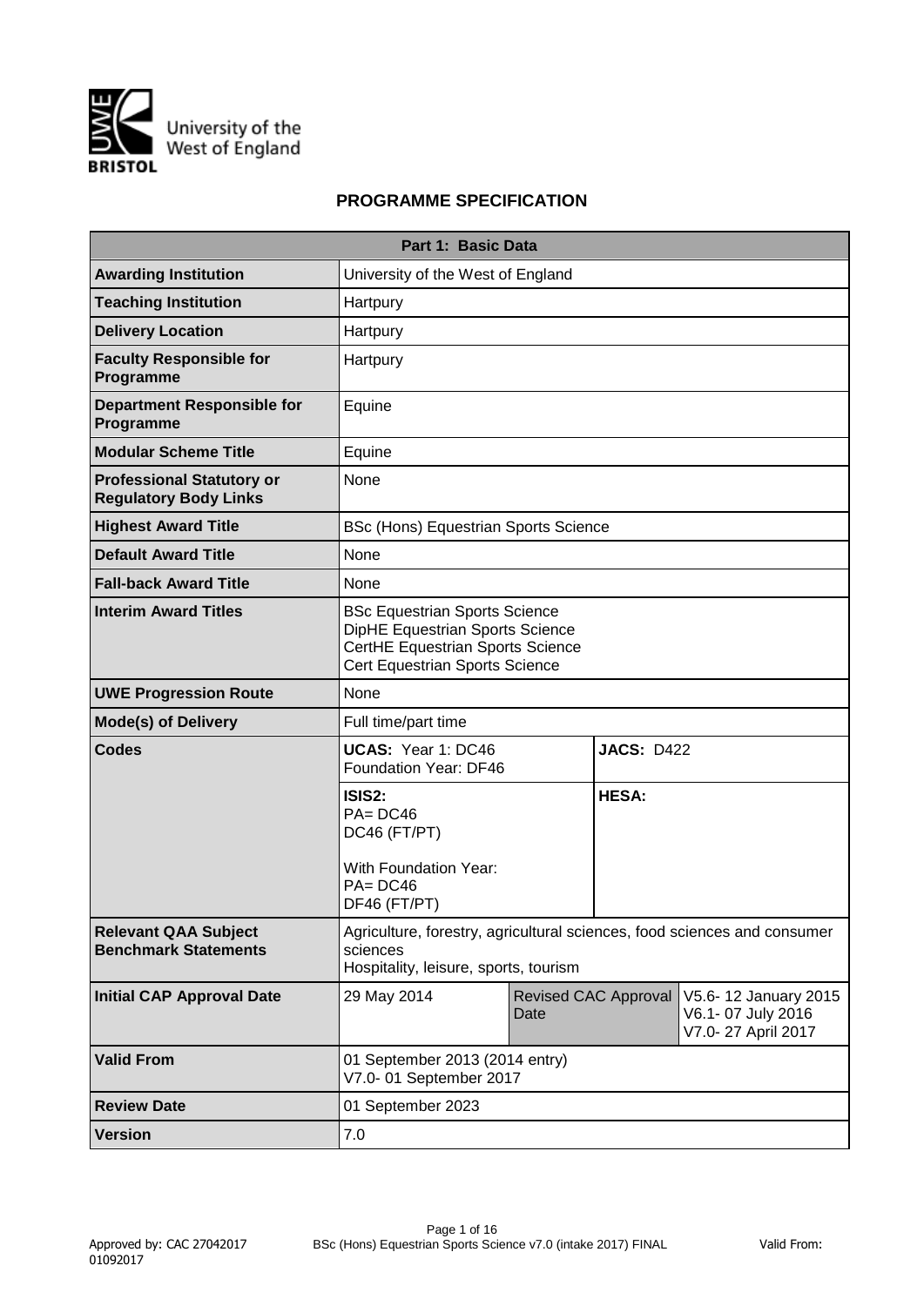University of the West of England

BRISTOL

# PROGRAMME SPECIFICATION

| Part 1: Basic Data | | | |
|---|---|---|---|
| **Awarding Institution** | University of the West of England | | |
| **Teaching Institution** | Hartpury | | |
| **Delivery Location** | Hartpury | | |
| **Faculty Responsible for Programme** | Hartpury | | |
| **Department Responsible for Programme** | Equine | | |
| **Modular Scheme Title** | Equine | | |
| **Professional Statutory or Regulatory Body Links** | None | | |
| **Highest Award Title** | BSc (Hons) Equestrian Sports Science | | |
| **Default Award Title** | None | | |
| **Fall-back Award Title** | None | | |
| **Interim Award Titles** | BSc Equestrian Sports Science<br>DipHE Equestrian Sports Science<br>CertHE Equestrian Sports Science<br>Cert Equestrian Sports Science | | |
| **UWE Progression Route** | None | | |
| **Mode(s) of Delivery** | Full time/part time | | |
| **Codes** | **UCAS:** Year 1: DC46<br>Foundation Year: DF46 | **JACS:** D422 | |
| | **ISIS2:**<br>PA= DC46<br>DC46 (FT/PT)<br><br>With Foundation Year:<br>PA= DC46<br>DF46 (FT/PT) | **HESA:** | |
| **Relevant QAA Subject Benchmark Statements** | Agriculture, forestry, agricultural sciences, food sciences and consumer sciences<br>Hospitality, leisure, sports, tourism | | |
| **Initial CAP Approval Date** | 29 May 2014 | Revised CAC Approval Date | V5.6- 12 January 2015<br>V6.1- 07 July 2016<br>V7.0- 27 April 2017 |
| **Valid From** | 01 September 2013 (2014 entry)<br>V7.0- 01 September 2017 | | |
| **Review Date** | 01 September 2023 | | |
| **Version** | 7.0 | | |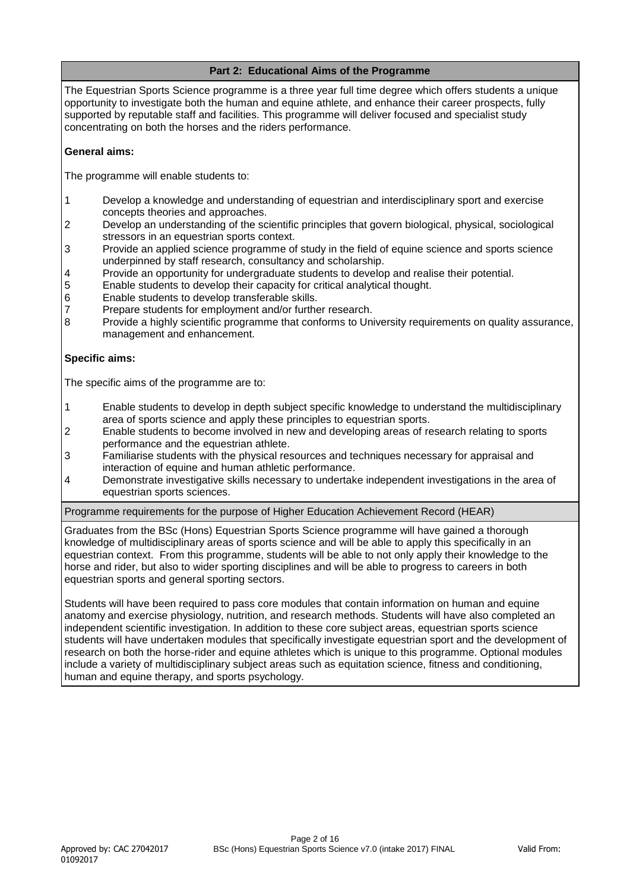## Part 2: Educational Aims of the Programme

The Equestrian Sports Science programme is a three year full time degree which offers students a unique opportunity to investigate both the human and equine athlete, and enhance their career prospects, fully supported by reputable staff and facilities. This programme will deliver focused and specialist study concentrating on both the horses and the riders performance.

**General aims:**

The programme will enable students to:

1. Develop a knowledge and understanding of equestrian and interdisciplinary sport and exercise concepts theories and approaches.
2. Develop an understanding of the scientific principles that govern biological, physical, sociological stressors in an equestrian sports context.
3. Provide an applied science programme of study in the field of equine science and sports science underpinned by staff research, consultancy and scholarship.
4. Provide an opportunity for undergraduate students to develop and realise their potential.
5. Enable students to develop their capacity for critical analytical thought.
6. Enable students to develop transferable skills.
7. Prepare students for employment and/or further research.
8. Provide a highly scientific programme that conforms to University requirements on quality assurance, management and enhancement.

**Specific aims:**

The specific aims of the programme are to:

1. Enable students to develop in depth subject specific knowledge to understand the multidisciplinary area of sports science and apply these principles to equestrian sports.
2. Enable students to become involved in new and developing areas of research relating to sports performance and the equestrian athlete.
3. Familiarise students with the physical resources and techniques necessary for appraisal and interaction of equine and human athletic performance.
4. Demonstrate investigative skills necessary to undertake independent investigations in the area of equestrian sports sciences.

### Programme requirements for the purpose of Higher Education Achievement Record (HEAR)

Graduates from the BSc (Hons) Equestrian Sports Science programme will have gained a thorough knowledge of multidisciplinary areas of sports science and will be able to apply this specifically in an equestrian context. From this programme, students will be able to not only apply their knowledge to the horse and rider, but also to wider sporting disciplines and will be able to progress to careers in both equestrian sports and general sporting sectors.

Students will have been required to pass core modules that contain information on human and equine anatomy and exercise physiology, nutrition, and research methods. Students will have also completed an independent scientific investigation. In addition to these core subject areas, equestrian sports science students will have undertaken modules that specifically investigate equestrian sport and the development of research on both the horse-rider and equine athletes which is unique to this programme. Optional modules include a variety of multidisciplinary subject areas such as equitation science, fitness and conditioning, human and equine therapy, and sports psychology.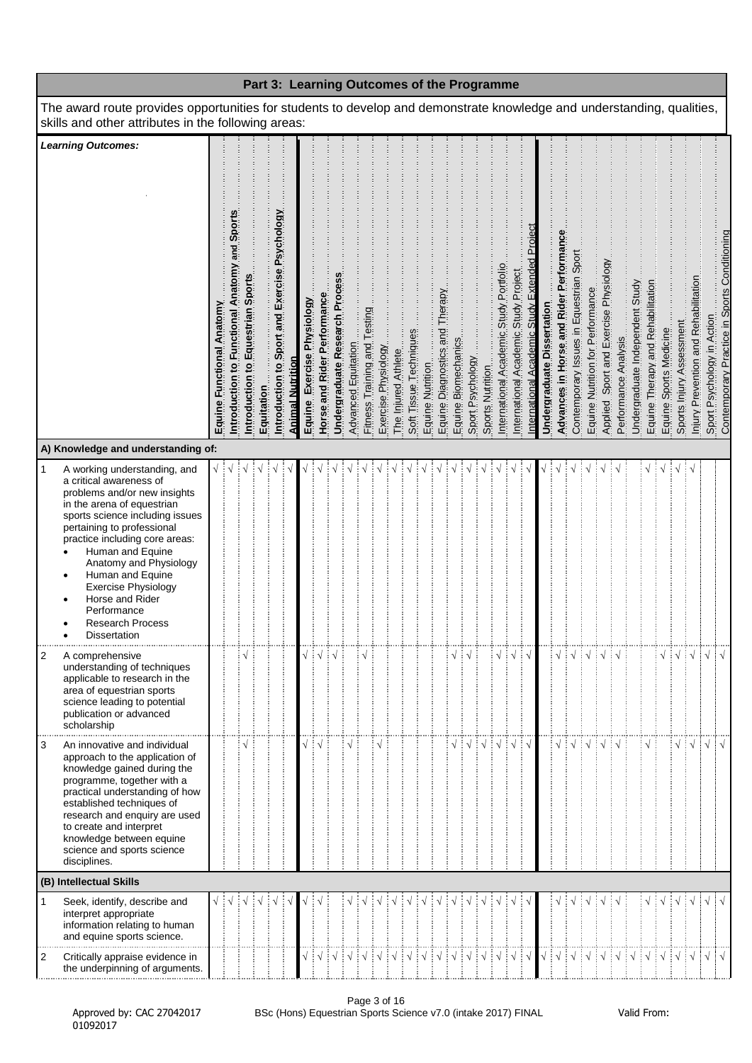## Part 3: Learning Outcomes of the Programme

The award route provides opportunities for students to develop and demonstrate knowledge and understanding, qualities, skills and other attributes in the following areas:

| | *Learning Outcomes:* | **Equine Functional Anatomy** | **Introduction to Functional Anatomy and Sports** | **Introduction to Equestrian Sports** | **Equitation** | **Introduction to Sport and Exercise Psychology** | **Animal Nutrition** | **Equine Exercise Physiology** | **Horse and Rider Performance** | **Undergraduate Research Process** | Advanced Equitation | Fitness Training and Testing | Exercise Physiology | The Injured Athlete | Soft Tissue Techniques | Equine Nutrition | Equine Diagnostics and Therapy | Equine Biomechanics | Sport Psychology | Sports Nutrition | International Academic Study Portfolio | International Academic Study Project | International Academic Study Extended Project | **Undergraduate Dissertation** | **Advances in Horse and Rider Performance** | Contemporary Issues in Equestrian Sport | Equine Nutrition for Performance | Applied Sport and Exercise Physiology | Performance Analysis | Undergraduate Independent Study | Equine Therapy and Rehabilitation | Equine Sports Medicine | Sports Injury Assessment | Injury Prevention and Rehabilitation | Sport Psychology in Action | Contemporary Practice in Sports Conditioning |
|---|---|---|---|---|---|---|---|---|---|---|---|---|---|---|---|---|---|---|---|---|---|---|---|---|---|---|---|---|---|---|---|---|---|---|---|---|
| **A) Knowledge and understanding of:** | | | | | | | | | | | | | | | | | | | | | | | | | | | | | | | | | | | | |
| 1 | A working understanding, and a critical awareness of problems and/or new insights in the arena of equestrian sports science including issues pertaining to professional practice including core areas:<br>• Human and Equine Anatomy and Physiology<br>• Human and Equine Exercise Physiology<br>• Horse and Rider Performance<br>• Research Process<br>• Dissertation | √ | √ | √ | √ | √ | √ | √ | √ | √ | √ | √ | √ | √ | √ | √ | √ | √ | √ | √ | √ | √ | √ | √ | √ | √ | √ | √ | √ | | √ | √ | √ | √ | | |
| 2 | A comprehensive understanding of techniques applicable to research in the area of equestrian sports science leading to potential publication or advanced scholarship | | | √ | | | | √ | √ | √ | | √ | | | | | | √ | √ | | √ | √ | √ | | √ | √ | √ | √ | √ | | | √ | √ | √ | √ | √ |
| 3 | An innovative and individual approach to the application of knowledge gained during the programme, together with a practical understanding of how established techniques of research and enquiry are used to create and interpret knowledge between equine science and sports science disciplines. | | | √ | | | | √ | √ | | √ | | √ | | | | | √ | √ | √ | √ | √ | √ | | √ | √ | √ | √ | √ | | √ | | √ | √ | √ | √ |
| **(B) Intellectual Skills** | | | | | | | | | | | | | | | | | | | | | | | | | | | | | | | | | | | | |
| 1 | Seek, identify, describe and interpret appropriate information relating to human and equine sports science. | √ | √ | √ | √ | √ | √ | √ | √ | | √ | √ | √ | √ | √ | √ | √ | √ | √ | √ | √ | √ | √ | | √ | √ | √ | √ | √ | | √ | √ | √ | √ | √ | √ |
| 2 | Critically appraise evidence in the underpinning of arguments. | | | | | | | √ | √ | √ | √ | √ | √ | √ | √ | √ | √ | √ | √ | √ | √ | √ | √ | √ | √ | √ | √ | √ | √ | √ | √ | √ | √ | √ | √ | √ |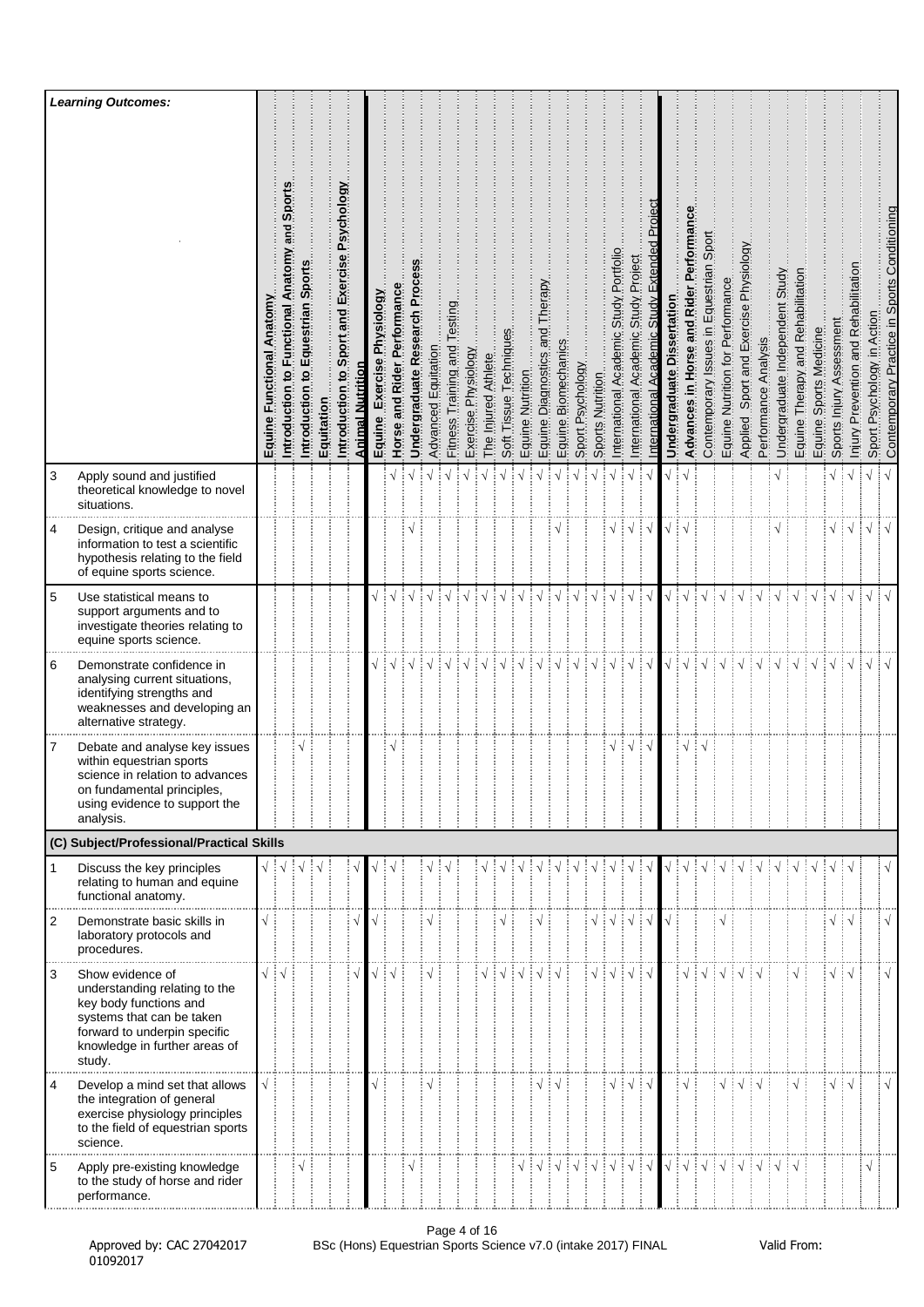| | *Learning Outcomes:* | Equine Functional Anatomy | Introduction to Functional Anatomy and Sports | Introduction to Equestrian Sports | Equitation | Introduction to Sport and Exercise Psychology | Animal Nutrition | Equine Exercise Physiology | Horse and Rider Performance | Undergraduate Research Process | Advanced Equitation | Fitness Training and Testing | Exercise Physiology | The Injured Athlete | Soft Tissue Techniques | Equine Nutrition | Equine Diagnostics and Therapy | Equine Biomechanics | Sport Psychology | Sports Nutrition | International Academic Study Portfolio | International Academic Study Project | International Academic Study Extended Project | Undergraduate Dissertation | Advances in Horse and Rider Performance | Contemporary Issues in Equestrian Sport | Equine Nutrition for Performance | Applied Sport and Exercise Physiology | Performance Analysis | Undergraduate Independent Study | Equine Therapy and Rehabilitation | Equine Sports Medicine | Sports Injury Assessment | Injury Prevention and Rehabilitation | Sport Psychology in Action | Contemporary Practice in Sports Conditioning |
|---|---|---|---|---|---|---|---|---|---|---|---|---|---|---|---|---|---|---|---|---|---|---|---|---|---|---|---|---|---|---|---|---|---|---|---|---|
| 3 | Apply sound and justified theoretical knowledge to novel situations. | | | | | | | | √ | √ | √ | √ | √ | √ | √ | √ | √ | √ | √ | √ | √ | √ | √ | √ | √ | | | | | √ | | | √ | √ | √ | √ |
| 4 | Design, critique and analyse information to test a scientific hypothesis relating to the field of equine sports science. | | | | | | | | | √ | | | | | | | | √ | | | √ | √ | √ | √ | √ | | | | | √ | | | √ | √ | √ | √ |
| 5 | Use statistical means to support arguments and to investigate theories relating to equine sports science. | | | | | | | √ | √ | √ | √ | √ | √ | √ | √ | √ | √ | √ | √ | √ | √ | √ | √ | √ | √ | √ | √ | √ | √ | √ | √ | √ | √ | √ | √ | √ |
| 6 | Demonstrate confidence in analysing current situations, identifying strengths and weaknesses and developing an alternative strategy. | | | | | | | √ | √ | √ | √ | √ | √ | √ | √ | √ | √ | √ | √ | √ | √ | √ | √ | √ | √ | √ | √ | √ | √ | √ | √ | √ | √ | √ | √ | √ |
| 7 | Debate and analyse key issues within equestrian sports science in relation to advances on fundamental principles, using evidence to support the analysis. | | | √ | | | | | √ | | | | | | | | | | | | √ | √ | √ | | √ | √ | | | | | | | | | | |
| **(C) Subject/Professional/Practical Skills** | | | | | | | | | | | | | | | | | | | | | | | | | | | | | | | | | | | | |
| 1 | Discuss the key principles relating to human and equine functional anatomy. | √ | √ | √ | √ | | √ | √ | √ | | √ | √ | | √ | √ | √ | √ | √ | √ | √ | √ | √ | √ | √ | √ | √ | √ | √ | √ | √ | √ | √ | √ | | | √ |
| 2 | Demonstrate basic skills in laboratory protocols and procedures. | √ | | | | | √ | √ | | | √ | | | | √ | | √ | | | √ | √ | √ | √ | √ | | | √ | | | | | | √ | √ | | √ |
| 3 | Show evidence of understanding relating to the key body functions and systems that can be taken forward to underpin specific knowledge in further areas of study. | √ | √ | | | | √ | √ | √ | | √ | | | √ | √ | √ | √ | √ | | √ | √ | √ | √ | | √ | √ | √ | √ | √ | | √ | | √ | √ | | √ |
| 4 | Develop a mind set that allows the integration of general exercise physiology principles to the field of equestrian sports science. | √ | | | | | | √ | | | √ | | | | | | √ | √ | | | √ | √ | √ | | √ | | √ | √ | √ | | √ | | √ | √ | | √ |
| 5 | Apply pre-existing knowledge to the study of horse and rider performance. | | | √ | | | | | | √ | | | | | | √ | √ | √ | √ | √ | √ | √ | √ | √ | √ | √ | √ | √ | √ | √ | √ | | | | √ | |

Approved by: CAC 27042017 BSc (Hons) Equestrian Sports Science v7.0 (intake 2017) FINAL Valid From: 01092017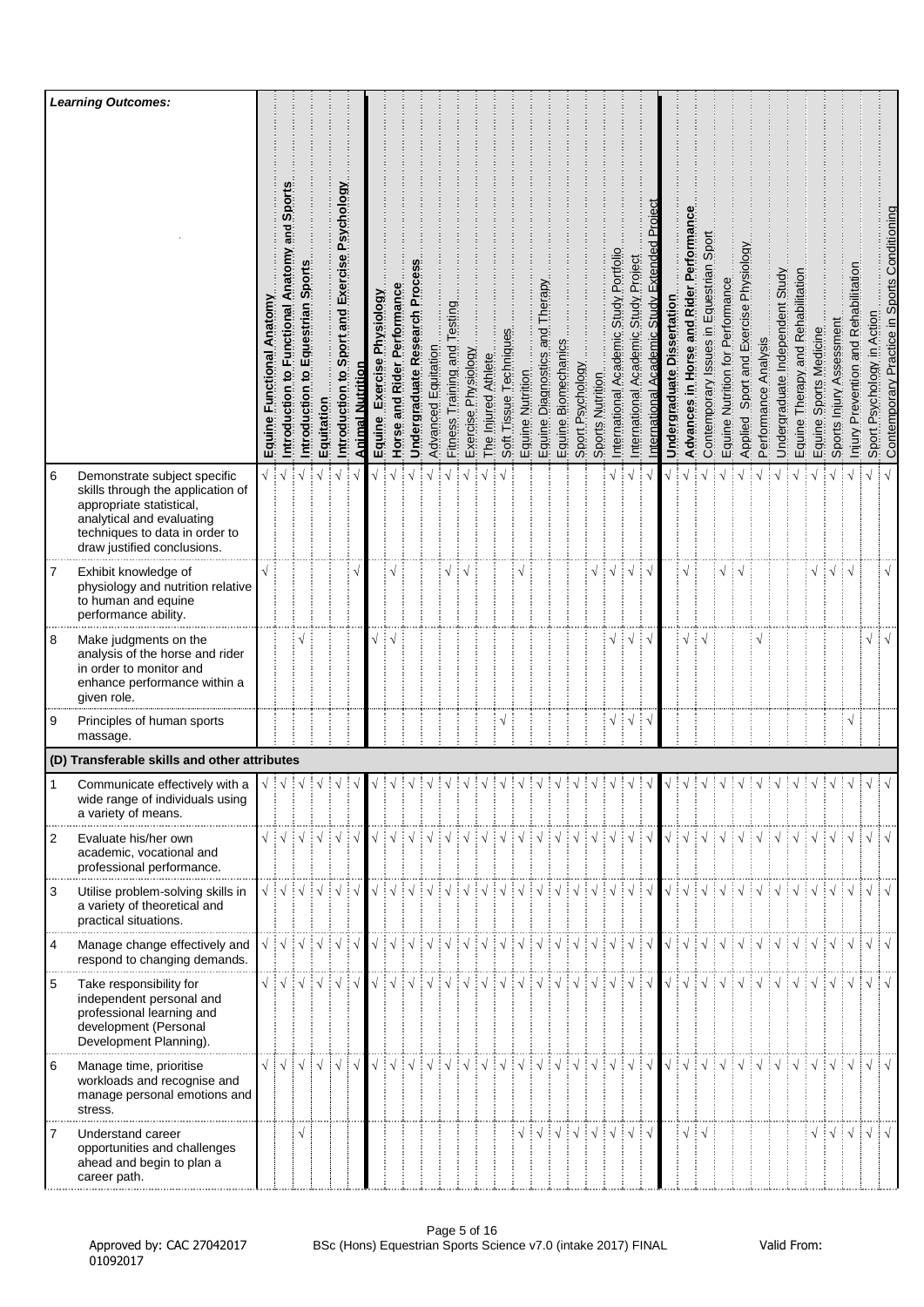| | *Learning Outcomes:* | Equine Functional Anatomy | Introduction to Functional Anatomy and Sports | Introduction to Equestrian Sports | Equitation | Introduction to Sport and Exercise Psychology | Animal Nutrition | Equine Exercise Physiology | Horse and Rider Performance | Undergraduate Research Process | Advanced Equitation | Fitness Training and Testing | Exercise Physiology | The Injured Athlete | Soft Tissue Techniques | Equine Nutrition | Equine Diagnostics and Therapy | Equine Biomechanics | Sport Psychology | Sports Nutrition | International Academic Study Portfolio | International Academic Study Project | International Academic Study Extended Project | Undergraduate Dissertation | Advances in Horse and Rider Performance | Contemporary Issues in Equestrian Sport | Equine Nutrition for Performance | Applied Sport and Exercise Physiology | Performance Analysis | Undergraduate Independent Study | Equine Therapy and Rehabilitation | Equine Sports Medicine | Sports Injury Assessment | Injury Prevention and Rehabilitation | Sport Psychology in Action | Contemporary Practice in Sports Conditioning |
|---|---|---|---|---|---|---|---|---|---|---|---|---|---|---|---|---|---|---|---|---|---|---|---|---|---|---|---|---|---|---|---|---|---|---|---|---|
| 6 | Demonstrate subject specific skills through the application of appropriate statistical, analytical and evaluating techniques to data in order to draw justified conclusions. | √ | √ | √ | √ | √ | √ | √ | √ | √ | √ | √ | √ | √ | √ | | | | | | √ | √ | √ | √ | √ | √ | √ | √ | √ | √ | √ | √ | √ | √ | √ | √ |
| 7 | Exhibit knowledge of physiology and nutrition relative to human and equine performance ability. | √ | | | | | √ | | √ | | | √ | √ | | | √ | | | | √ | √ | √ | √ | | √ | | √ | √ | | | | √ | √ | √ | | √ |
| 8 | Make judgments on the analysis of the horse and rider in order to monitor and enhance performance within a given role. | | | √ | | | | √ | √ | | | | | | | | | | | | √ | √ | √ | | √ | √ | | | √ | | | | | | √ | √ |
| 9 | Principles of human sports massage. | | | | | | | | | | | | | | √ | | | | | | √ | √ | √ | | | | | | | | | | | √ | | |
| **(D) Transferable skills and other attributes** | | | | | | | | | | | | | | | | | | | | | | | | | | | | | | | | | | | | |
| 1 | Communicate effectively with a wide range of individuals using a variety of means. | √ | √ | √ | √ | √ | √ | √ | √ | √ | √ | √ | √ | √ | √ | √ | √ | √ | √ | √ | √ | √ | √ | √ | √ | √ | √ | √ | √ | √ | √ | √ | √ | √ | √ | √ |
| 2 | Evaluate his/her own academic, vocational and professional performance. | √ | √ | √ | √ | √ | √ | √ | √ | √ | √ | √ | √ | √ | √ | √ | √ | √ | √ | √ | √ | √ | √ | √ | √ | √ | √ | √ | √ | √ | √ | √ | √ | √ | √ | √ |
| 3 | Utilise problem-solving skills in a variety of theoretical and practical situations. | √ | √ | √ | √ | √ | √ | √ | √ | √ | √ | √ | √ | √ | √ | √ | √ | √ | √ | √ | √ | √ | √ | √ | √ | √ | √ | √ | √ | √ | √ | √ | √ | √ | √ | √ |
| 4 | Manage change effectively and respond to changing demands. | √ | √ | √ | √ | √ | √ | √ | √ | √ | √ | √ | √ | √ | √ | √ | √ | √ | √ | √ | √ | √ | √ | √ | √ | √ | √ | √ | √ | √ | √ | √ | √ | √ | √ | √ |
| 5 | Take responsibility for independent personal and professional learning and development (Personal Development Planning). | √ | √ | √ | √ | √ | √ | √ | √ | √ | √ | √ | √ | √ | √ | √ | √ | √ | √ | √ | √ | √ | √ | √ | √ | √ | √ | √ | √ | √ | √ | √ | √ | √ | √ | √ |
| 6 | Manage time, prioritise workloads and recognise and manage personal emotions and stress. | √ | √ | √ | √ | √ | √ | √ | √ | √ | √ | √ | √ | √ | √ | √ | √ | √ | √ | √ | √ | √ | √ | √ | √ | √ | √ | √ | √ | √ | √ | √ | √ | √ | √ | √ |
| 7 | Understand career opportunities and challenges ahead and begin to plan a career path. | | | √ | | | | | | | | | | | | √ | √ | √ | √ | √ | √ | √ | √ | | √ | √ | | | | | | √ | √ | √ | √ | √ |

Approved by: CAC 27042017 | BSc (Hons) Equestrian Sports Science v7.0 (intake 2017) FINAL | Valid From: 01092017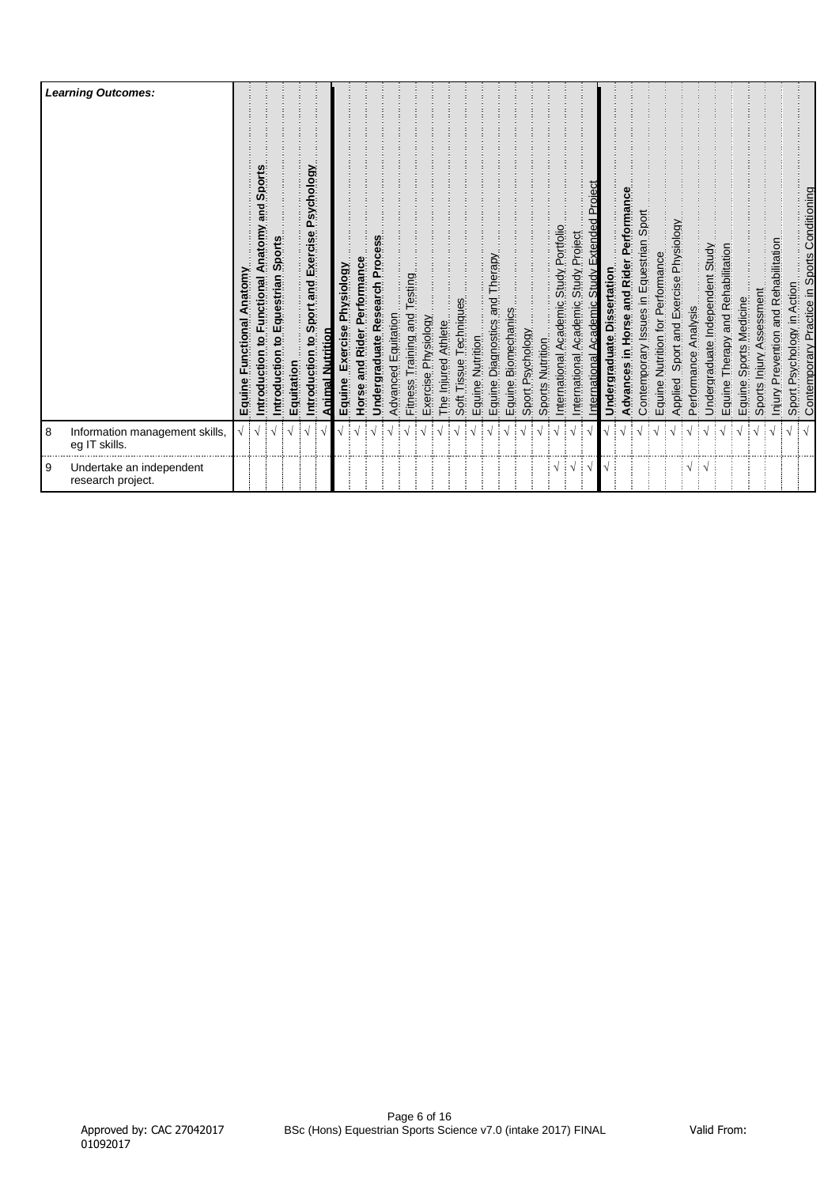| | *Learning Outcomes:* | Equine Functional Anatomy | Introduction to Functional Anatomy and Sports | Introduction to Equestrian Sports | Equitation | Introduction to Sport and Exercise Psychology | Animal Nutrition | Equine Exercise Physiology | Horse and Rider Performance | Undergraduate Research Process | Advanced Equitation | Fitness Training and Testing | Exercise Physiology | The Injured Athlete | Soft Tissue Techniques | Equine Nutrition | Equine Diagnostics and Therapy | Equine Biomechanics | Sport Psychology | Sports Nutrition | International Academic Study Portfolio | International Academic Study Project | International Academic Study Extended Project | Undergraduate Dissertation | Advances in Horse and Rider Performance | Contemporary Issues in Equestrian Sport | Equine Nutrition for Performance | Applied Sport and Exercise Physiology | Performance Analysis | Undergraduate Independent Study | Equine Therapy and Rehabilitation | Equine Sports Medicine | Sports Injury Assessment | Injury Prevention and Rehabilitation | Sport Psychology in Action | Contemporary Practice in Sports Conditioning |
|---|---|---|---|---|---|---|---|---|---|---|---|---|---|---|---|---|---|---|---|---|---|---|---|---|---|---|---|---|---|---|---|---|---|---|---|---|
| 8 | Information management skills, eg IT skills. | √ | √ | √ | √ | √ | √ | √ | √ | √ | √ | √ | √ | √ | √ | √ | √ | √ | √ | √ | √ | √ | √ | √ | √ | √ | √ | √ | √ | √ | √ | √ | √ | √ | √ | √ |
| 9 | Undertake an independent research project. | | | | | | | | | | | | | | | | | | | | √ | √ | √ | √ | | | | | √ | √ | | | | | | |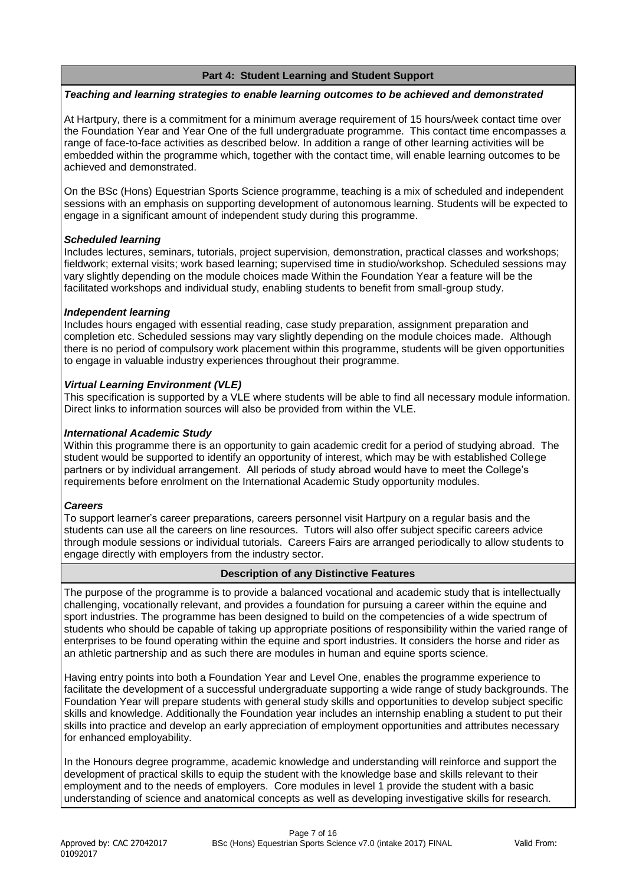## Part 4: Student Learning and Student Support

***Teaching and learning strategies to enable learning outcomes to be achieved and demonstrated***

At Hartpury, there is a commitment for a minimum average requirement of 15 hours/week contact time over the Foundation Year and Year One of the full undergraduate programme. This contact time encompasses a range of face-to-face activities as described below. In addition a range of other learning activities will be embedded within the programme which, together with the contact time, will enable learning outcomes to be achieved and demonstrated.

On the BSc (Hons) Equestrian Sports Science programme, teaching is a mix of scheduled and independent sessions with an emphasis on supporting development of autonomous learning. Students will be expected to engage in a significant amount of independent study during this programme.

***Scheduled learning***

Includes lectures, seminars, tutorials, project supervision, demonstration, practical classes and workshops; fieldwork; external visits; work based learning; supervised time in studio/workshop. Scheduled sessions may vary slightly depending on the module choices made Within the Foundation Year a feature will be the facilitated workshops and individual study, enabling students to benefit from small-group study.

***Independent learning***

Includes hours engaged with essential reading, case study preparation, assignment preparation and completion etc. Scheduled sessions may vary slightly depending on the module choices made. Although there is no period of compulsory work placement within this programme, students will be given opportunities to engage in valuable industry experiences throughout their programme.

***Virtual Learning Environment (VLE)***

This specification is supported by a VLE where students will be able to find all necessary module information. Direct links to information sources will also be provided from within the VLE.

***International Academic Study***

Within this programme there is an opportunity to gain academic credit for a period of studying abroad. The student would be supported to identify an opportunity of interest, which may be with established College partners or by individual arrangement. All periods of study abroad would have to meet the College's requirements before enrolment on the International Academic Study opportunity modules.

***Careers***

To support learner's career preparations, careers personnel visit Hartpury on a regular basis and the students can use all the careers on line resources. Tutors will also offer subject specific careers advice through module sessions or individual tutorials. Careers Fairs are arranged periodically to allow students to engage directly with employers from the industry sector.

## Description of any Distinctive Features

The purpose of the programme is to provide a balanced vocational and academic study that is intellectually challenging, vocationally relevant, and provides a foundation for pursuing a career within the equine and sport industries. The programme has been designed to build on the competencies of a wide spectrum of students who should be capable of taking up appropriate positions of responsibility within the varied range of enterprises to be found operating within the equine and sport industries. It considers the horse and rider as an athletic partnership and as such there are modules in human and equine sports science.

Having entry points into both a Foundation Year and Level One, enables the programme experience to facilitate the development of a successful undergraduate supporting a wide range of study backgrounds. The Foundation Year will prepare students with general study skills and opportunities to develop subject specific skills and knowledge. Additionally the Foundation year includes an internship enabling a student to put their skills into practice and develop an early appreciation of employment opportunities and attributes necessary for enhanced employability.

In the Honours degree programme, academic knowledge and understanding will reinforce and support the development of practical skills to equip the student with the knowledge base and skills relevant to their employment and to the needs of employers. Core modules in level 1 provide the student with a basic understanding of science and anatomical concepts as well as developing investigative skills for research.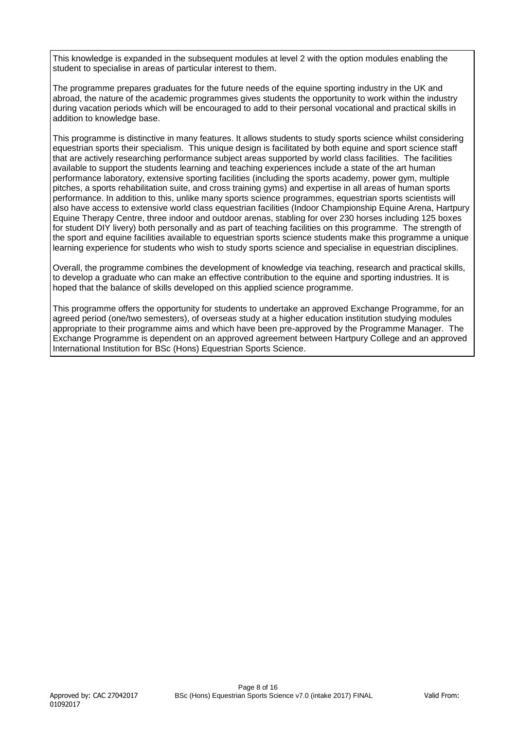This knowledge is expanded in the subsequent modules at level 2 with the option modules enabling the student to specialise in areas of particular interest to them.

The programme prepares graduates for the future needs of the equine sporting industry in the UK and abroad, the nature of the academic programmes gives students the opportunity to work within the industry during vacation periods which will be encouraged to add to their personal vocational and practical skills in addition to knowledge base.

This programme is distinctive in many features. It allows students to study sports science whilst considering equestrian sports their specialism. This unique design is facilitated by both equine and sport science staff that are actively researching performance subject areas supported by world class facilities. The facilities available to support the students learning and teaching experiences include a state of the art human performance laboratory, extensive sporting facilities (including the sports academy, power gym, multiple pitches, a sports rehabilitation suite, and cross training gyms) and expertise in all areas of human sports performance. In addition to this, unlike many sports science programmes, equestrian sports scientists will also have access to extensive world class equestrian facilities (Indoor Championship Equine Arena, Hartpury Equine Therapy Centre, three indoor and outdoor arenas, stabling for over 230 horses including 125 boxes for student DIY livery) both personally and as part of teaching facilities on this programme. The strength of the sport and equine facilities available to equestrian sports science students make this programme a unique learning experience for students who wish to study sports science and specialise in equestrian disciplines.

Overall, the programme combines the development of knowledge via teaching, research and practical skills, to develop a graduate who can make an effective contribution to the equine and sporting industries. It is hoped that the balance of skills developed on this applied science programme.

This programme offers the opportunity for students to undertake an approved Exchange Programme, for an agreed period (one/two semesters), of overseas study at a higher education institution studying modules appropriate to their programme aims and which have been pre-approved by the Programme Manager. The Exchange Programme is dependent on an approved agreement between Hartpury College and an approved International Institution for BSc (Hons) Equestrian Sports Science.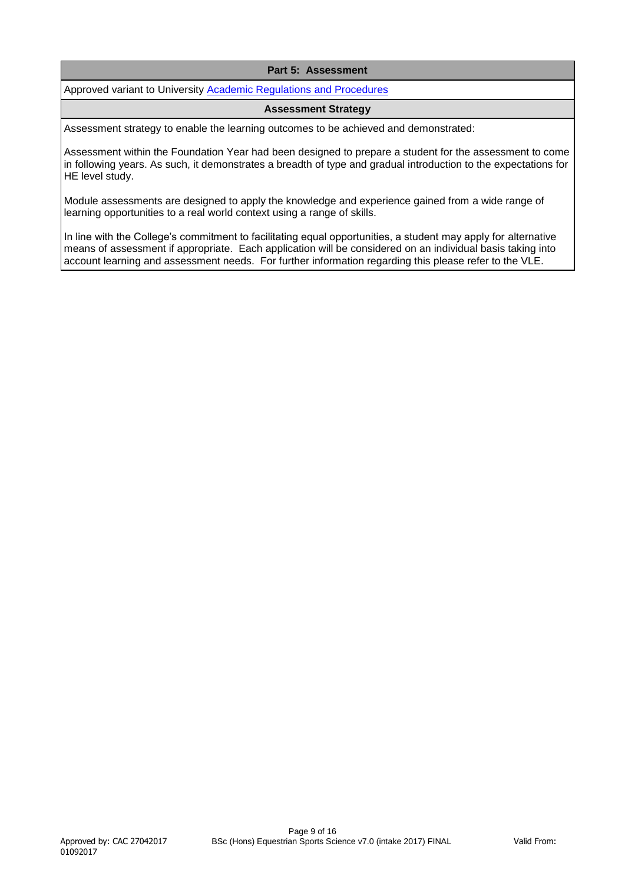## Part 5: Assessment

Approved variant to University [Academic Regulations and Procedures]

### Assessment Strategy

Assessment strategy to enable the learning outcomes to be achieved and demonstrated:

Assessment within the Foundation Year had been designed to prepare a student for the assessment to come in following years. As such, it demonstrates a breadth of type and gradual introduction to the expectations for HE level study.

Module assessments are designed to apply the knowledge and experience gained from a wide range of learning opportunities to a real world context using a range of skills.

In line with the College's commitment to facilitating equal opportunities, a student may apply for alternative means of assessment if appropriate. Each application will be considered on an individual basis taking into account learning and assessment needs. For further information regarding this please refer to the VLE.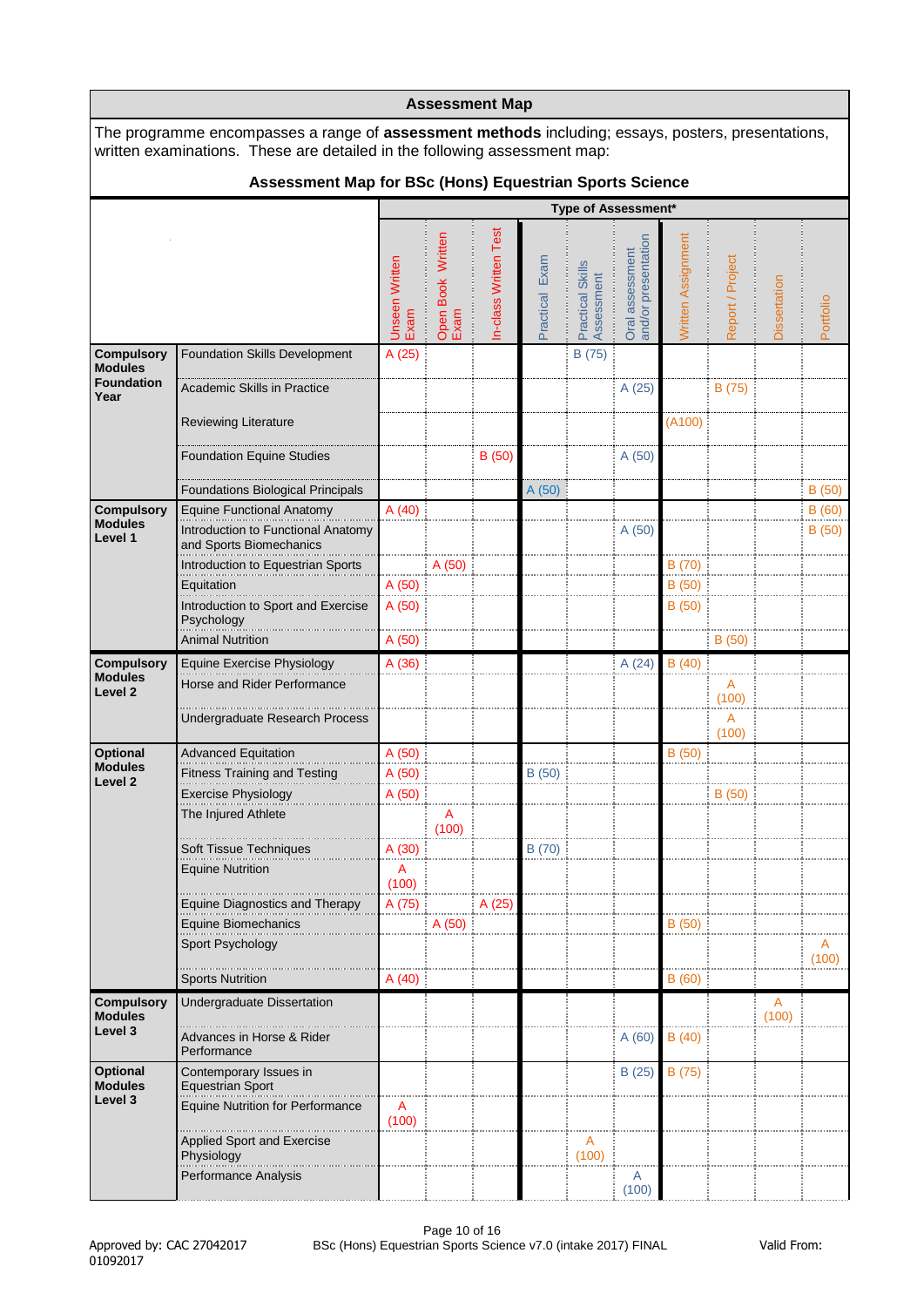## Assessment Map

The programme encompasses a range of **assessment methods** including; essays, posters, presentations, written examinations. These are detailed in the following assessment map:

### Assessment Map for BSc (Hons) Equestrian Sports Science

| | | Type of Assessment* | | | | | | | | | |
|---|---|---|---|---|---|---|---|---|---|---|---|
| | | Unseen Written Exam | Open Book Written Exam | In-class Written Test | Practical Exam | Practical Skills Assessment | Oral assessment and/or presentation | Written Assignment | Report / Project | Dissertation | Portfolio |
| **Compulsory Modules Foundation Year** | Foundation Skills Development | A (25) | | | | B (75) | | | | | |
| | Academic Skills in Practice | | | | | | A (25) | | B (75) | | |
| | Reviewing Literature | | | | | | | (A100) | | | |
| | Foundation Equine Studies | | | B (50) | | | A (50) | | | | |
| | Foundations Biological Principals | | | | A (50) | | | | | | B (50) |
| **Compulsory Modules Level 1** | Equine Functional Anatomy | A (40) | | | | | | | | | B (60) |
| | Introduction to Functional Anatomy and Sports Biomechanics | | | | | | A (50) | | | | B (50) |
| | Introduction to Equestrian Sports | | A (50) | | | | | B (70) | | | |
| | Equitation | A (50) | | | | | | B (50) | | | |
| | Introduction to Sport and Exercise Psychology | A (50) | | | | | | B (50) | | | |
| | Animal Nutrition | A (50) | | | | | | | B (50) | | |
| **Compulsory Modules Level 2** | Equine Exercise Physiology | A (36) | | | | | A (24) | B (40) | | | |
| | Horse and Rider Performance | | | | | | | | A (100) | | |
| | Undergraduate Research Process | | | | | | | | A (100) | | |
| **Optional Modules Level 2** | Advanced Equitation | A (50) | | | | | | B (50) | | | |
| | Fitness Training and Testing | A (50) | | | B (50) | | | | | | |
| | Exercise Physiology | A (50) | | | | | | | B (50) | | |
| | The Injured Athlete | | A (100) | | | | | | | | |
| | Soft Tissue Techniques | A (30) | | | B (70) | | | | | | |
| | Equine Nutrition | A (100) | | | | | | | | | |
| | Equine Diagnostics and Therapy | A (75) | | A (25) | | | | | | | |
| | Equine Biomechanics | | A (50) | | | | | B (50) | | | |
| | Sport Psychology | | | | | | | | | | A (100) |
| | Sports Nutrition | A (40) | | | | | | B (60) | | | |
| **Compulsory Modules Level 3** | Undergraduate Dissertation | | | | | | | | | A (100) | |
| | Advances in Horse & Rider Performance | | | | | | A (60) | B (40) | | | |
| **Optional Modules Level 3** | Contemporary Issues in Equestrian Sport | | | | | | B (25) | B (75) | | | |
| | Equine Nutrition for Performance | A (100) | | | | | | | | | |
| | Applied Sport and Exercise Physiology | | | | | A (100) | | | | | |
| | Performance Analysis | | | | | | A (100) | | | | |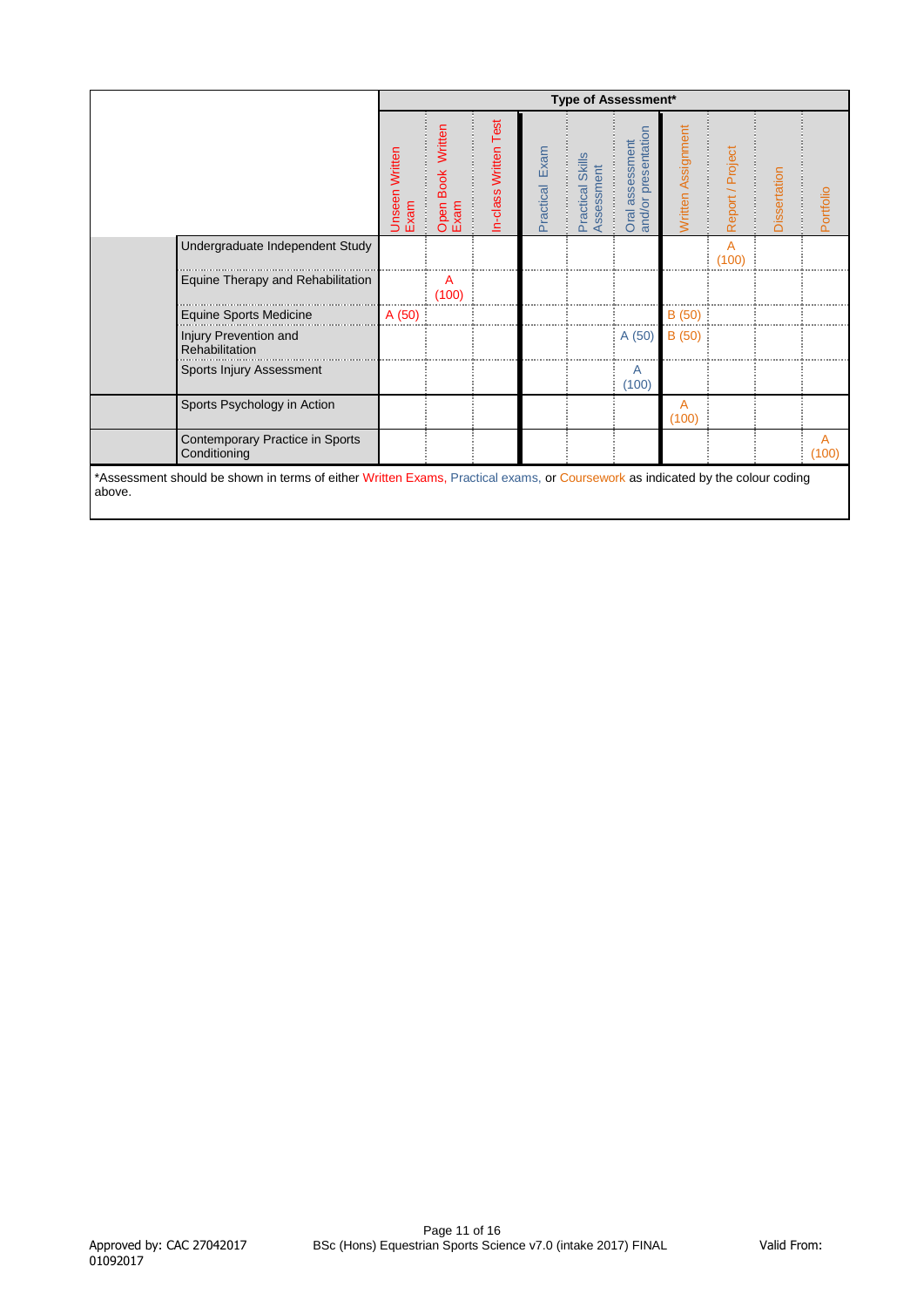| | | Type of Assessment* | | | | | | | | | |
|---|---|---|---|---|---|---|---|---|---|---|---|
| | | Unseen Written Exam | Open Book Written Exam | In-class Written Test | Practical Exam | Practical Skills Assessment | Oral assessment and/or presentation | Written Assignment | Report / Project | Dissertation | Portfolio |
| | Undergraduate Independent Study | | | | | | | | A (100) | | |
| | Equine Therapy and Rehabilitation | | A (100) | | | | | | | | |
| | Equine Sports Medicine | A (50) | | | | | | B (50) | | | |
| | Injury Prevention and Rehabilitation | | | | | | A (50) | B (50) | | | |
| | Sports Injury Assessment | | | | | | A (100) | | | | |
| | Sports Psychology in Action | | | | | | | A (100) | | | |
| | Contemporary Practice in Sports Conditioning | | | | | | | | | | A (100) |

*Assessment should be shown in terms of either Written Exams, Practical exams, or Coursework as indicated by the colour coding above.

Approved by: CAC 27042017 | BSc (Hons) Equestrian Sports Science v7.0 (intake 2017) FINAL | Valid From: 01092017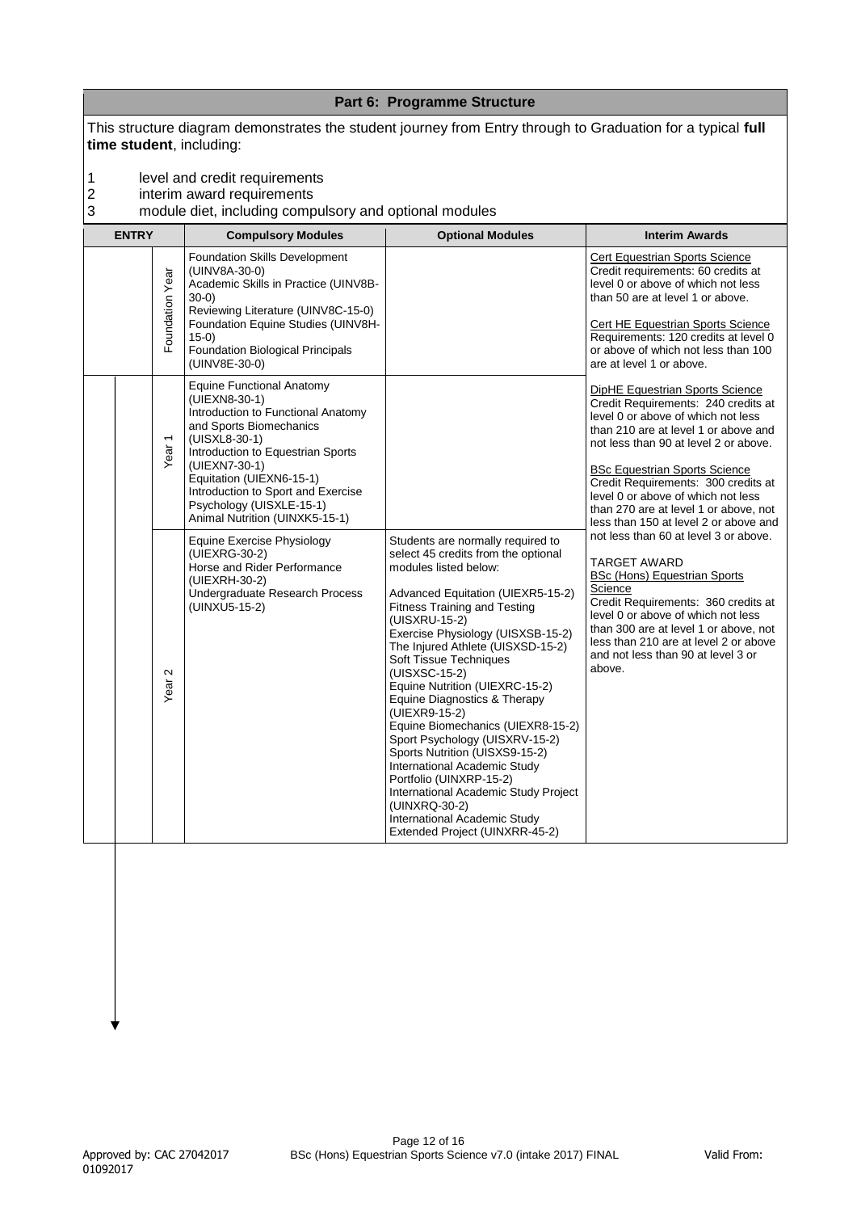## Part 6: Programme Structure

This structure diagram demonstrates the student journey from Entry through to Graduation for a typical **full time student**, including:

1. level and credit requirements
2. interim award requirements
3. module diet, including compulsory and optional modules

| ENTRY | | Compulsory Modules | Optional Modules | Interim Awards |
|---|---|---|---|---|
| | Foundation Year | Foundation Skills Development (UINV8A-30-0)<br>Academic Skills in Practice (UINV8B-30-0)<br>Reviewing Literature (UINV8C-15-0)<br>Foundation Equine Studies (UINV8H-15-0)<br>Foundation Biological Principals (UINV8E-30-0) | | Cert Equestrian Sports Science<br>Credit requirements: 60 credits at level 0 or above of which not less than 50 are at level 1 or above.<br><br>Cert HE Equestrian Sports Science<br>Requirements: 120 credits at level 0 or above of which not less than 100 are at level 1 or above. |
| | Year 1 | Equine Functional Anatomy (UIEXN8-30-1)<br>Introduction to Functional Anatomy and Sports Biomechanics (UISXL8-30-1)<br>Introduction to Equestrian Sports (UIEXN7-30-1)<br>Equitation (UIEXN6-15-1)<br>Introduction to Sport and Exercise Psychology (UISXLE-15-1)<br>Animal Nutrition (UINXK5-15-1) | | DipHE Equestrian Sports Science<br>Credit Requirements: 240 credits at level 0 or above of which not less than 210 are at level 1 or above and not less than 90 at level 2 or above.<br><br>BSc Equestrian Sports Science<br>Credit Requirements: 300 credits at level 0 or above of which not less than 270 are at level 1 or above, not less than 150 at level 2 or above and not less than 60 at level 3 or above.<br><br>TARGET AWARD<br>BSc (Hons) Equestrian Sports Science<br>Credit Requirements: 360 credits at level 0 or above of which not less than 300 are at level 1 or above, not less than 210 are at level 2 or above and not less than 90 at level 3 or above. |
| | Year 2 | Equine Exercise Physiology (UIEXRG-30-2)<br>Horse and Rider Performance (UIEXRH-30-2)<br>Undergraduate Research Process (UINXU5-15-2) | Students are normally required to select 45 credits from the optional modules listed below:<br><br>Advanced Equitation (UIEXR5-15-2)<br>Fitness Training and Testing (UISXRU-15-2)<br>Exercise Physiology (UISXSB-15-2)<br>The Injured Athlete (UISXSD-15-2)<br>Soft Tissue Techniques (UISXSC-15-2)<br>Equine Nutrition (UIEXRC-15-2)<br>Equine Diagnostics & Therapy (UIEXR9-15-2)<br>Equine Biomechanics (UIEXR8-15-2)<br>Sport Psychology (UISXRV-15-2)<br>Sports Nutrition (UISXS9-15-2)<br>International Academic Study Portfolio (UINXRP-15-2)<br>International Academic Study Project (UINXRQ-30-2)<br>International Academic Study Extended Project (UINXRR-45-2) | |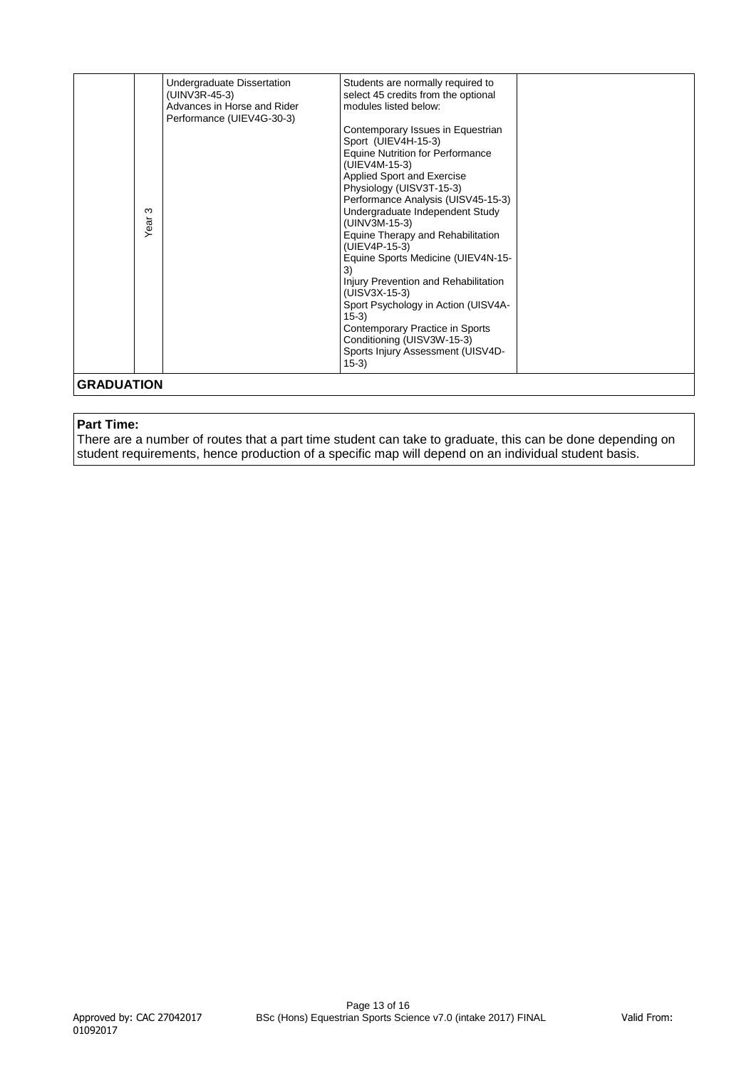| | | | | |
|---|---|---|---|---|
| | Year 3 | Undergraduate Dissertation (UINV3R-45-3)<br>Advances in Horse and Rider Performance (UIEV4G-30-3) | Students are normally required to select 45 credits from the optional modules listed below:<br><br>Contemporary Issues in Equestrian Sport (UIEV4H-15-3)<br>Equine Nutrition for Performance (UIEV4M-15-3)<br>Applied Sport and Exercise Physiology (UISV3T-15-3)<br>Performance Analysis (UISV45-15-3)<br>Undergraduate Independent Study (UINV3M-15-3)<br>Equine Therapy and Rehabilitation (UIEV4P-15-3)<br>Equine Sports Medicine (UIEV4N-15-3)<br>Injury Prevention and Rehabilitation (UISV3X-15-3)<br>Sport Psychology in Action (UISV4A-15-3)<br>Contemporary Practice in Sports Conditioning (UISV3W-15-3)<br>Sports Injury Assessment (UISV4D-15-3) | |
| **GRADUATION** | | | | |

**Part Time:**
There are a number of routes that a part time student can take to graduate, this can be done depending on student requirements, hence production of a specific map will depend on an individual student basis.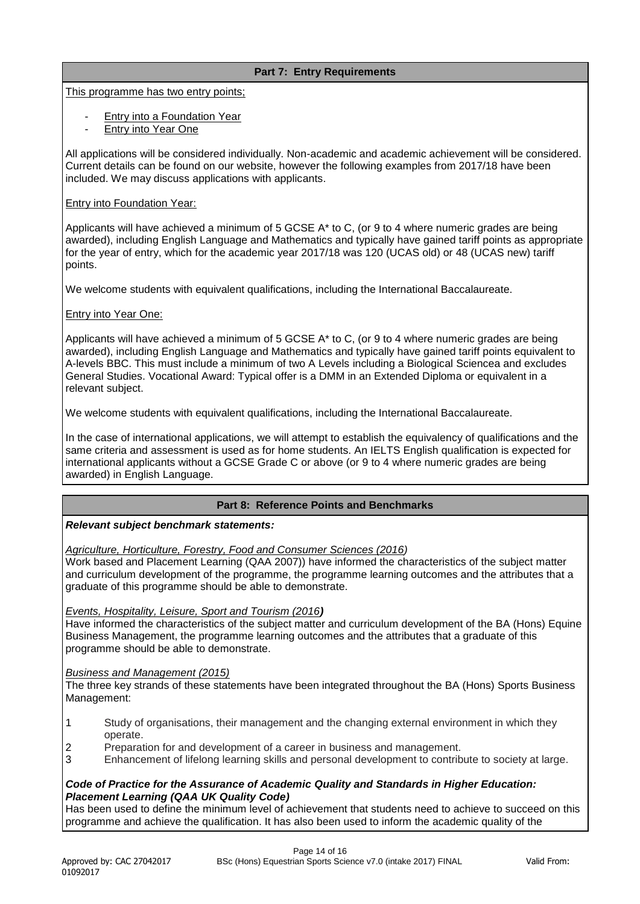## Part 7: Entry Requirements

This programme has two entry points;

- Entry into a Foundation Year
- Entry into Year One

All applications will be considered individually. Non-academic and academic achievement will be considered. Current details can be found on our website, however the following examples from 2017/18 have been included. We may discuss applications with applicants.

Entry into Foundation Year:

Applicants will have achieved a minimum of 5 GCSE A* to C, (or 9 to 4 where numeric grades are being awarded), including English Language and Mathematics and typically have gained tariff points as appropriate for the year of entry, which for the academic year 2017/18 was 120 (UCAS old) or 48 (UCAS new) tariff points.

We welcome students with equivalent qualifications, including the International Baccalaureate.

Entry into Year One:

Applicants will have achieved a minimum of 5 GCSE A* to C, (or 9 to 4 where numeric grades are being awarded), including English Language and Mathematics and typically have gained tariff points equivalent to A-levels BBC. This must include a minimum of two A Levels including a Biological Sciencea and excludes General Studies. Vocational Award: Typical offer is a DMM in an Extended Diploma or equivalent in a relevant subject.

We welcome students with equivalent qualifications, including the International Baccalaureate.

In the case of international applications, we will attempt to establish the equivalency of qualifications and the same criteria and assessment is used as for home students. An IELTS English qualification is expected for international applicants without a GCSE Grade C or above (or 9 to 4 where numeric grades are being awarded) in English Language.

## Part 8: Reference Points and Benchmarks

***Relevant subject benchmark statements:***

*Agriculture, Horticulture, Forestry, Food and Consumer Sciences (2016)*
Work based and Placement Learning (QAA 2007)) have informed the characteristics of the subject matter and curriculum development of the programme, the programme learning outcomes and the attributes that a graduate of this programme should be able to demonstrate.

*Events, Hospitality, Leisure, Sport and Tourism (2016)*
Have informed the characteristics of the subject matter and curriculum development of the BA (Hons) Equine Business Management, the programme learning outcomes and the attributes that a graduate of this programme should be able to demonstrate.

*Business and Management (2015)*
The three key strands of these statements have been integrated throughout the BA (Hons) Sports Business Management:

1. Study of organisations, their management and the changing external environment in which they operate.
2. Preparation for and development of a career in business and management.
3. Enhancement of lifelong learning skills and personal development to contribute to society at large.

***Code of Practice for the Assurance of Academic Quality and Standards in Higher Education: Placement Learning (QAA UK Quality Code)***
Has been used to define the minimum level of achievement that students need to achieve to succeed on this programme and achieve the qualification. It has also been used to inform the academic quality of the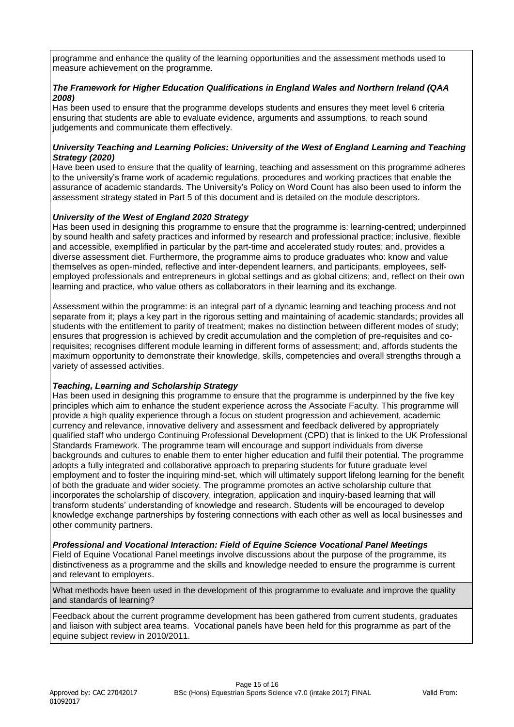programme and enhance the quality of the learning opportunities and the assessment methods used to measure achievement on the programme.

***The Framework for Higher Education Qualifications in England Wales and Northern Ireland (QAA 2008)***

Has been used to ensure that the programme develops students and ensures they meet level 6 criteria ensuring that students are able to evaluate evidence, arguments and assumptions, to reach sound judgements and communicate them effectively.

***University Teaching and Learning Policies: University of the West of England Learning and Teaching Strategy (2020)***

Have been used to ensure that the quality of learning, teaching and assessment on this programme adheres to the university's frame work of academic regulations, procedures and working practices that enable the assurance of academic standards. The University's Policy on Word Count has also been used to inform the assessment strategy stated in Part 5 of this document and is detailed on the module descriptors.

***University of the West of England 2020 Strategy***

Has been used in designing this programme to ensure that the programme is: learning-centred; underpinned by sound health and safety practices and informed by research and professional practice; inclusive, flexible and accessible, exemplified in particular by the part-time and accelerated study routes; and, provides a diverse assessment diet. Furthermore, the programme aims to produce graduates who: know and value themselves as open-minded, reflective and inter-dependent learners, and participants, employees, self-employed professionals and entrepreneurs in global settings and as global citizens; and, reflect on their own learning and practice, who value others as collaborators in their learning and its exchange.

Assessment within the programme: is an integral part of a dynamic learning and teaching process and not separate from it; plays a key part in the rigorous setting and maintaining of academic standards; provides all students with the entitlement to parity of treatment; makes no distinction between different modes of study; ensures that progression is achieved by credit accumulation and the completion of pre-requisites and co-requisites; recognises different module learning in different forms of assessment; and, affords students the maximum opportunity to demonstrate their knowledge, skills, competencies and overall strengths through a variety of assessed activities.

***Teaching, Learning and Scholarship Strategy***

Has been used in designing this programme to ensure that the programme is underpinned by the five key principles which aim to enhance the student experience across the Associate Faculty. This programme will provide a high quality experience through a focus on student progression and achievement, academic currency and relevance, innovative delivery and assessment and feedback delivered by appropriately qualified staff who undergo Continuing Professional Development (CPD) that is linked to the UK Professional Standards Framework. The programme team will encourage and support individuals from diverse backgrounds and cultures to enable them to enter higher education and fulfil their potential. The programme adopts a fully integrated and collaborative approach to preparing students for future graduate level employment and to foster the inquiring mind-set, which will ultimately support lifelong learning for the benefit of both the graduate and wider society. The programme promotes an active scholarship culture that incorporates the scholarship of discovery, integration, application and inquiry-based learning that will transform students' understanding of knowledge and research. Students will be encouraged to develop knowledge exchange partnerships by fostering connections with each other as well as local businesses and other community partners.

***Professional and Vocational Interaction: Field of Equine Science Vocational Panel Meetings***

Field of Equine Vocational Panel meetings involve discussions about the purpose of the programme, its distinctiveness as a programme and the skills and knowledge needed to ensure the programme is current and relevant to employers.

What methods have been used in the development of this programme to evaluate and improve the quality and standards of learning?

Feedback about the current programme development has been gathered from current students, graduates and liaison with subject area teams. Vocational panels have been held for this programme as part of the equine subject review in 2010/2011.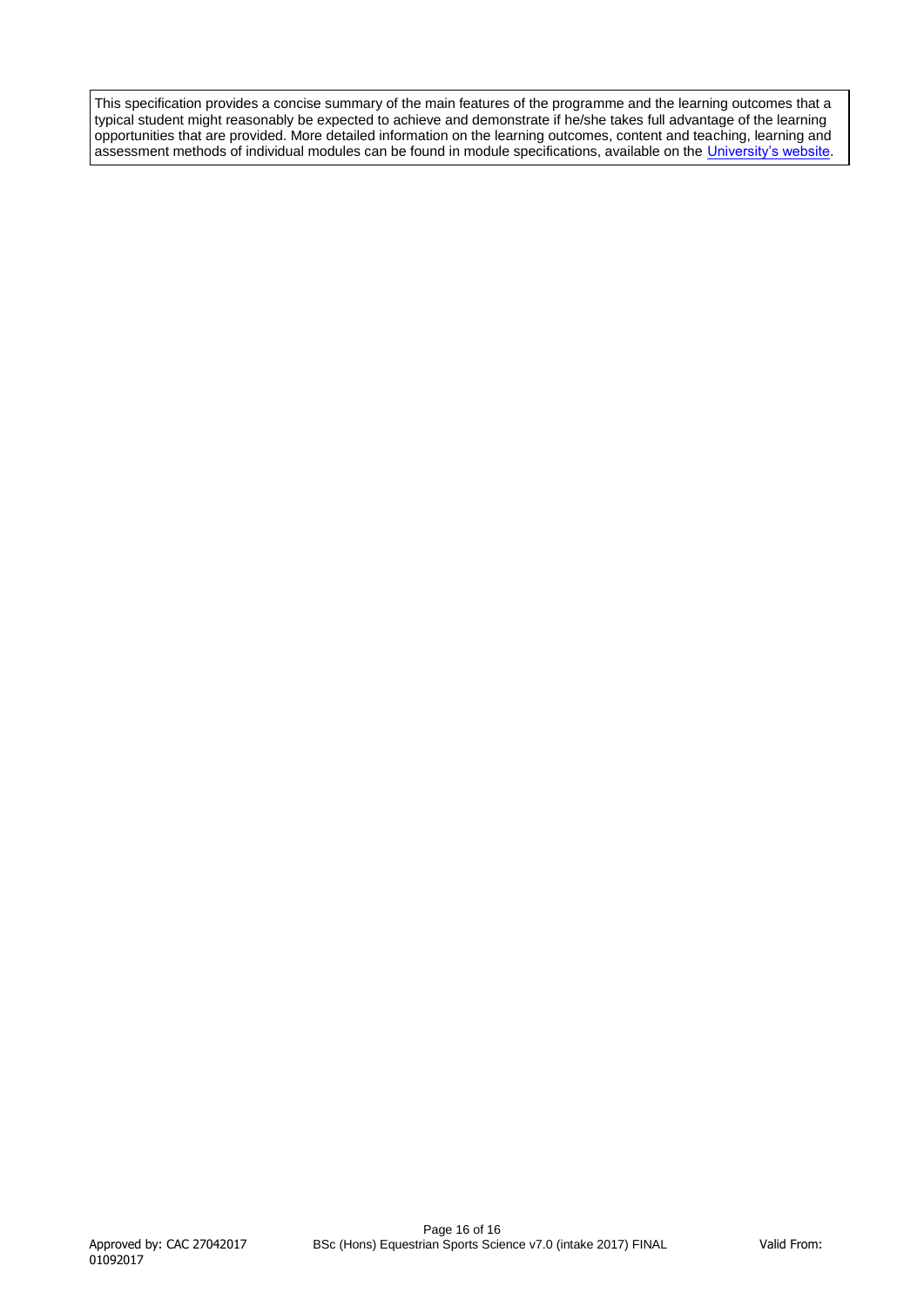This specification provides a concise summary of the main features of the programme and the learning outcomes that a typical student might reasonably be expected to achieve and demonstrate if he/she takes full advantage of the learning opportunities that are provided. More detailed information on the learning outcomes, content and teaching, learning and assessment methods of individual modules can be found in module specifications, available on the University's website.